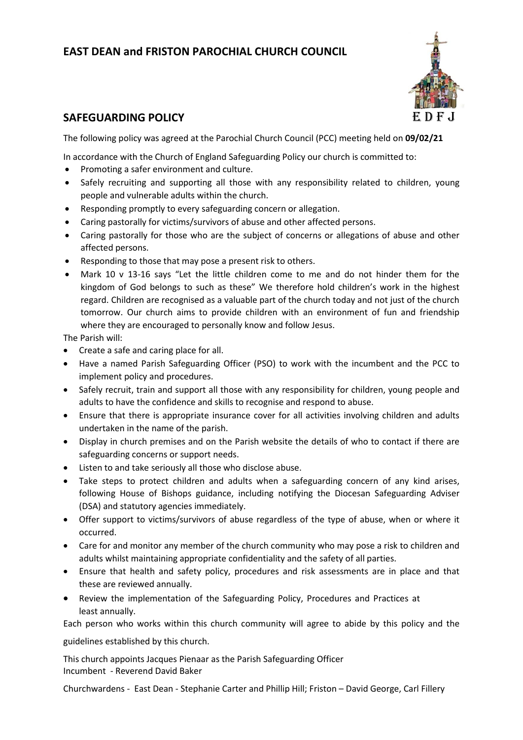# EAST DEAN and FRISTON PAROCHIAL CHURCH COUNCIL

## SAFEGUARDING POLICY

The following policy was agreed at the Parochial Church Council (PCC) meeting held on **09/02/21**

In accordance with the Church of England Safeguarding Policy our church is committed to:

- Promoting a safer environment and culture.
- Safely recruiting and supporting all those with any responsibility related to children, young people and vulnerable adults within the church.
- Responding promptly to every safeguarding concern or allegation.
- Caring pastorally for victims/survivors of abuse and other affected persons.
- Caring pastorally for those who are the subject of concerns or allegations of abuse and other affected persons.
- Responding to those that may pose a present risk to others.
- Mark 10 v 13-16 says "Let the little children come to me and do not hinder them for the kingdom of God belongs to such as these" We therefore hold children's work in the highest regard. Children are recognised as a valuable part of the church today and not just of the church tomorrow. Our church aims to provide children with an environment of fun and friendship where they are encouraged to personally know and follow Jesus.

The Parish will:

- Create a safe and caring place for all.
- Have a named Parish Safeguarding Officer (PSO) to work with the incumbent and the PCC to implement policy and procedures.
- Safely recruit, train and support all those with any responsibility for children, young people and adults to have the confidence and skills to recognise and respond to abuse.
- Ensure that there is appropriate insurance cover for all activities involving children and adults undertaken in the name of the parish.
- Display in church premises and on the Parish website the details of who to contact if there are safeguarding concerns or support needs.
- Listen to and take seriously all those who disclose abuse.
- Take steps to protect children and adults when a safeguarding concern of any kind arises, following House of Bishops guidance, including notifying the Diocesan Safeguarding Adviser (DSA) and statutory agencies immediately.
- Offer support to victims/survivors of abuse regardless of the type of abuse, when or where it occurred.
- Care for and monitor any member of the church community who may pose a risk to children and adults whilst maintaining appropriate confidentiality and the safety of all parties.
- Ensure that health and safety policy, procedures and risk assessments are in place and that these are reviewed annually.
- Review the implementation of the Safeguarding Policy, Procedures and Practices at least annually.

Each person who works within this church community will agree to abide by this policy and the guidelines established by this church.

This church appoints Jacques Pienaar as the Parish Safeguarding Officer
Incumbent - Reverend David Baker

Churchwardens - East Dean - Stephanie Carter and Phillip Hill; Friston – David George, Carl Fillery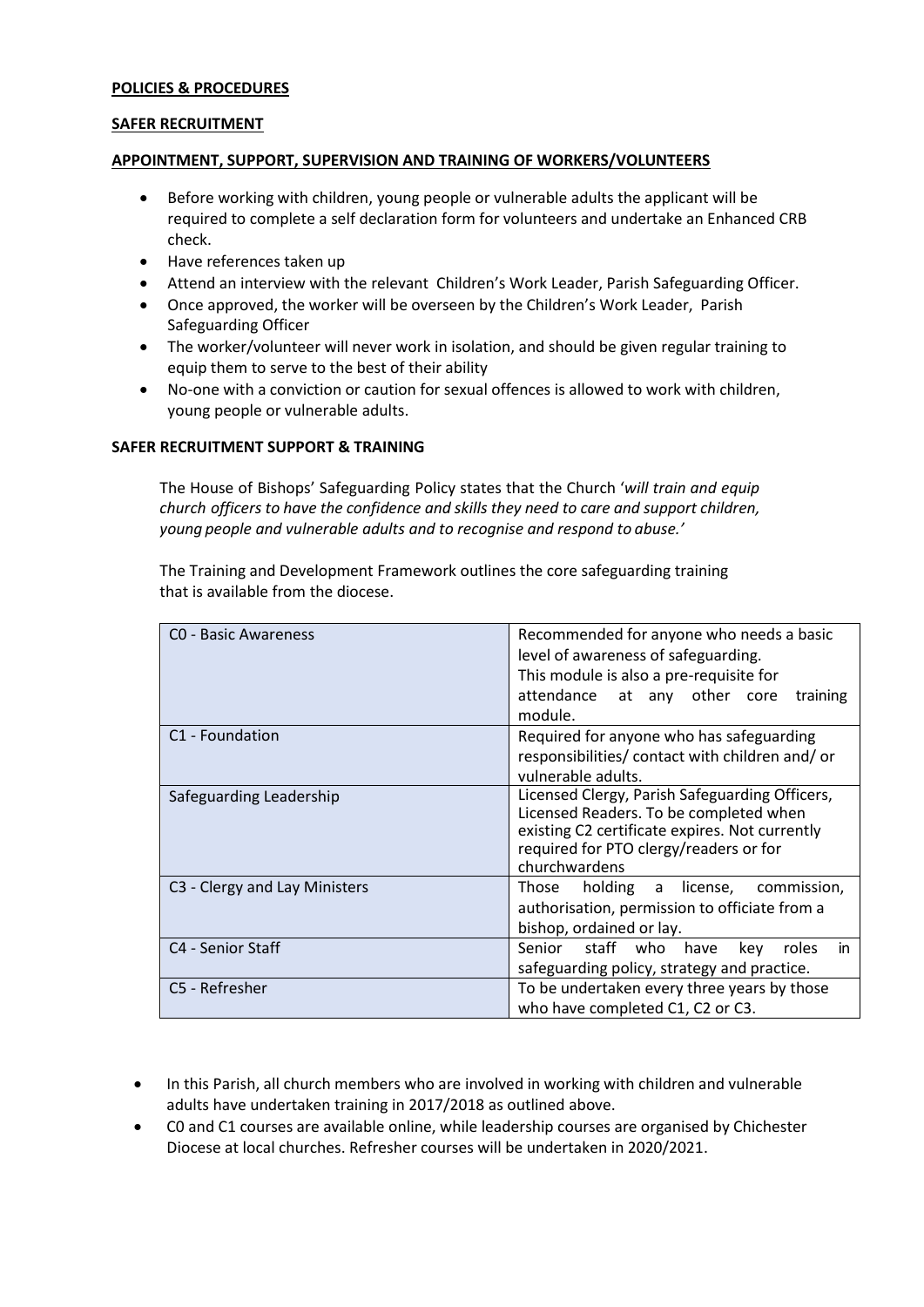**POLICIES & PROCEDURES**

**SAFER RECRUITMENT**

**APPOINTMENT, SUPPORT, SUPERVISION AND TRAINING OF WORKERS/VOLUNTEERS**

- Before working with children, young people or vulnerable adults the applicant will be required to complete a self declaration form for volunteers and undertake an Enhanced CRB check.
- Have references taken up
- Attend an interview with the relevant Children's Work Leader, Parish Safeguarding Officer.
- Once approved, the worker will be overseen by the Children's Work Leader, Parish Safeguarding Officer
- The worker/volunteer will never work in isolation, and should be given regular training to equip them to serve to the best of their ability
- No-one with a conviction or caution for sexual offences is allowed to work with children, young people or vulnerable adults.

**SAFER RECRUITMENT SUPPORT & TRAINING**

The House of Bishops' Safeguarding Policy states that the Church '*will train and equip church officers to have the confidence and skills they need to care and support children, young people and vulnerable adults and to recognise and respond to abuse.*'

The Training and Development Framework outlines the core safeguarding training that is available from the diocese.

| | |
|---|---|
| C0 - Basic Awareness | Recommended for anyone who needs a basic level of awareness of safeguarding. This module is also a pre-requisite for attendance at any other core training module. |
| C1 - Foundation | Required for anyone who has safeguarding responsibilities/ contact with children and/ or vulnerable adults. |
| Safeguarding Leadership | Licensed Clergy, Parish Safeguarding Officers, Licensed Readers. To be completed when existing C2 certificate expires. Not currently required for PTO clergy/readers or for churchwardens |
| C3 - Clergy and Lay Ministers | Those holding a license, commission, authorisation, permission to officiate from a bishop, ordained or lay. |
| C4 - Senior Staff | Senior staff who have key roles in safeguarding policy, strategy and practice. |
| C5 - Refresher | To be undertaken every three years by those who have completed C1, C2 or C3. |

- In this Parish, all church members who are involved in working with children and vulnerable adults have undertaken training in 2017/2018 as outlined above.
- C0 and C1 courses are available online, while leadership courses are organised by Chichester Diocese at local churches. Refresher courses will be undertaken in 2020/2021.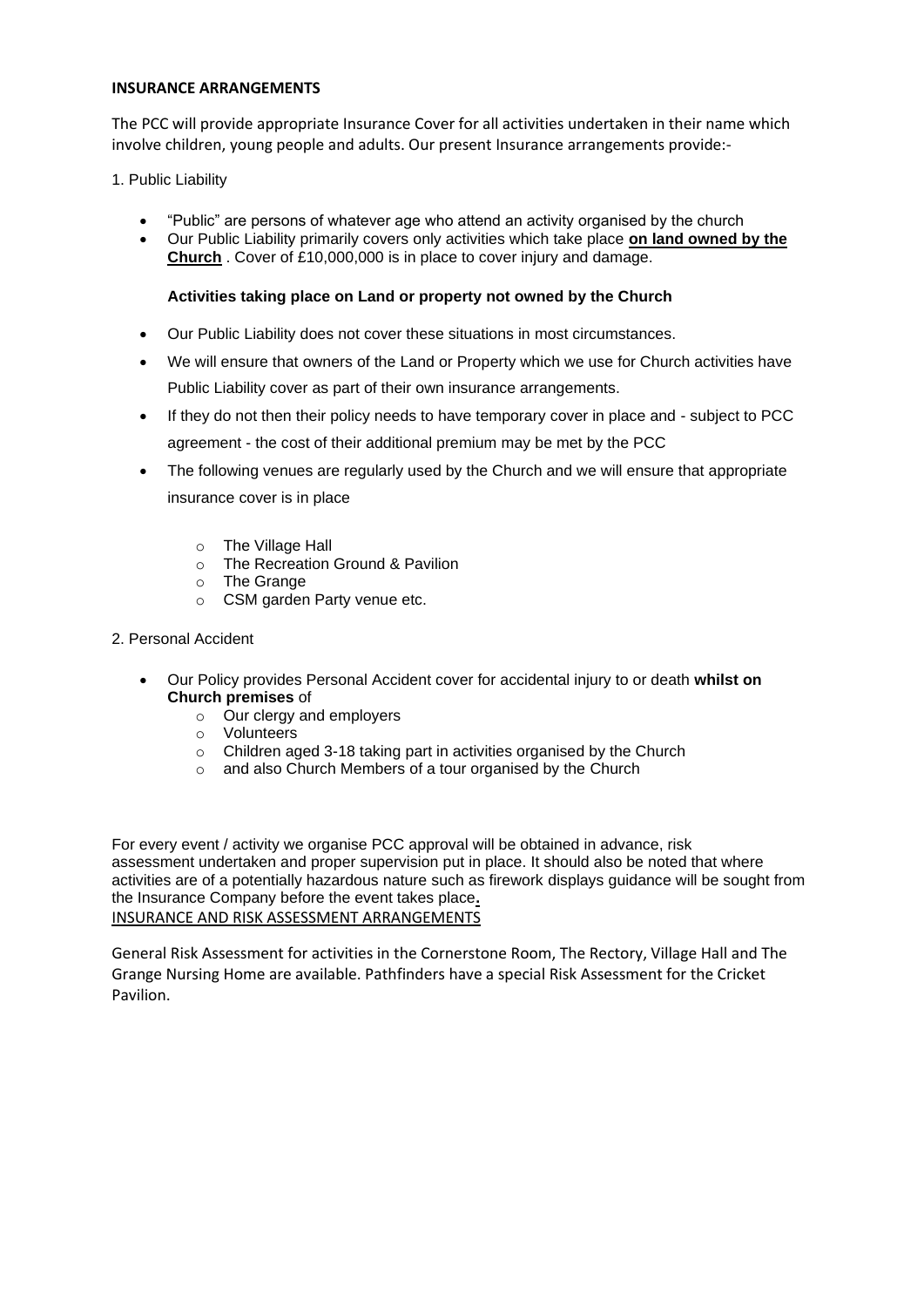**INSURANCE ARRANGEMENTS**

The PCC will provide appropriate Insurance Cover for all activities undertaken in their name which involve children, young people and adults. Our present Insurance arrangements provide:-

1. Public Liability

- "Public" are persons of whatever age who attend an activity organised by the church
- Our Public Liability primarily covers only activities which take place **on land owned by the Church** . Cover of £10,000,000 is in place to cover injury and damage.

**Activities taking place on Land or property not owned by the Church**

- Our Public Liability does not cover these situations in most circumstances.
- We will ensure that owners of the Land or Property which we use for Church activities have Public Liability cover as part of their own insurance arrangements.
- If they do not then their policy needs to have temporary cover in place and - subject to PCC agreement - the cost of their additional premium may be met by the PCC
- The following venues are regularly used by the Church and we will ensure that appropriate insurance cover is in place
  - The Village Hall
  - The Recreation Ground & Pavilion
  - The Grange
  - CSM garden Party venue etc.

2. Personal Accident

- Our Policy provides Personal Accident cover for accidental injury to or death **whilst on Church premises** of
  - Our clergy and employers
  - Volunteers
  - Children aged 3-18 taking part in activities organised by the Church
  - and also Church Members of a tour organised by the Church

For every event / activity we organise PCC approval will be obtained in advance, risk assessment undertaken and proper supervision put in place. It should also be noted that where activities are of a potentially hazardous nature such as firework displays guidance will be sought from the Insurance Company before the event takes place.

INSURANCE AND RISK ASSESSMENT ARRANGEMENTS

General Risk Assessment for activities in the Cornerstone Room, The Rectory, Village Hall and The Grange Nursing Home are available. Pathfinders have a special Risk Assessment for the Cricket Pavilion.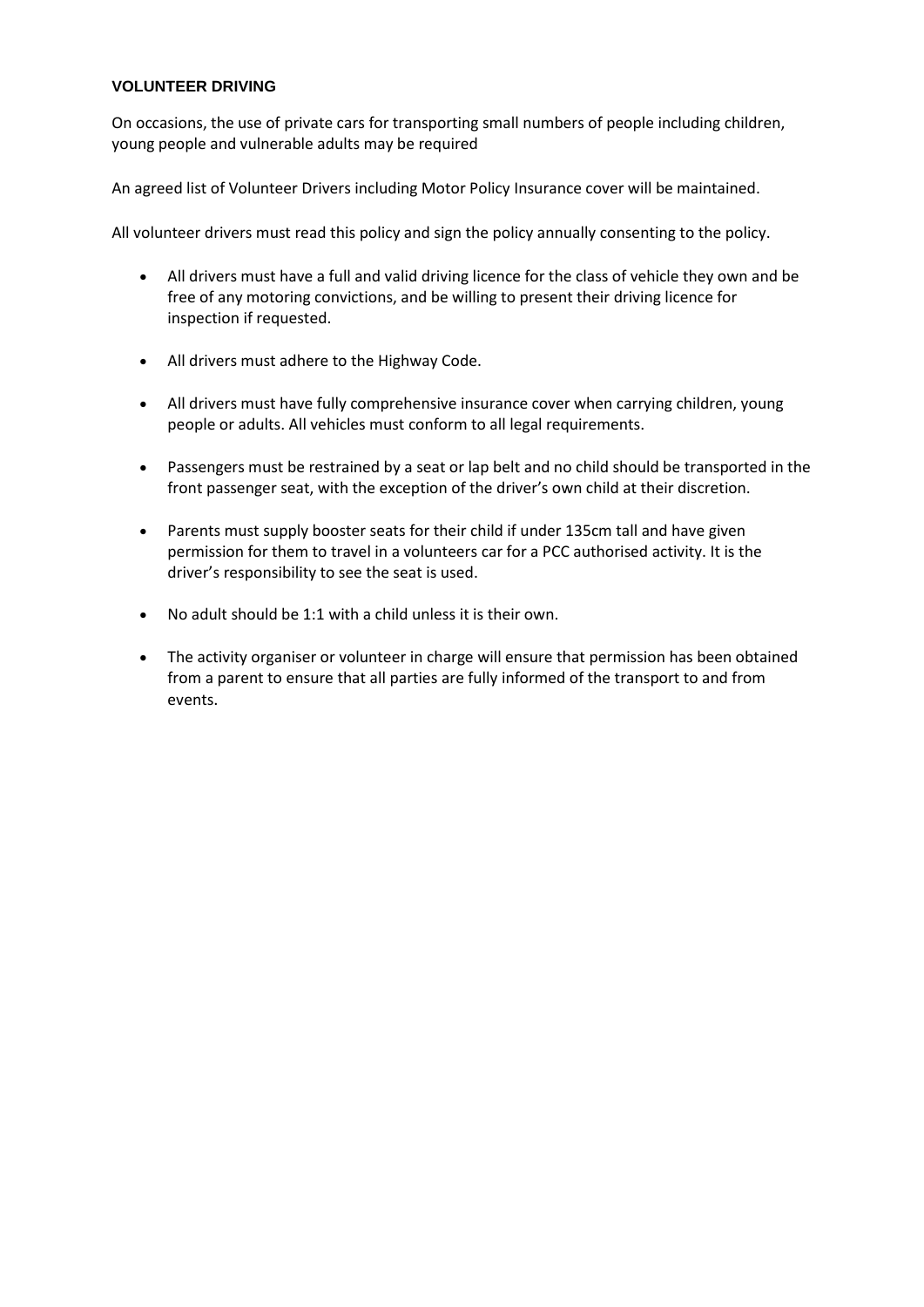**VOLUNTEER DRIVING**

On occasions, the use of private cars for transporting small numbers of people including children, young people and vulnerable adults may be required

An agreed list of Volunteer Drivers including Motor Policy Insurance cover will be maintained.

All volunteer drivers must read this policy and sign the policy annually consenting to the policy.

- All drivers must have a full and valid driving licence for the class of vehicle they own and be free of any motoring convictions, and be willing to present their driving licence for inspection if requested.
- All drivers must adhere to the Highway Code.
- All drivers must have fully comprehensive insurance cover when carrying children, young people or adults. All vehicles must conform to all legal requirements.
- Passengers must be restrained by a seat or lap belt and no child should be transported in the front passenger seat, with the exception of the driver's own child at their discretion.
- Parents must supply booster seats for their child if under 135cm tall and have given permission for them to travel in a volunteers car for a PCC authorised activity. It is the driver's responsibility to see the seat is used.
- No adult should be 1:1 with a child unless it is their own.
- The activity organiser or volunteer in charge will ensure that permission has been obtained from a parent to ensure that all parties are fully informed of the transport to and from events.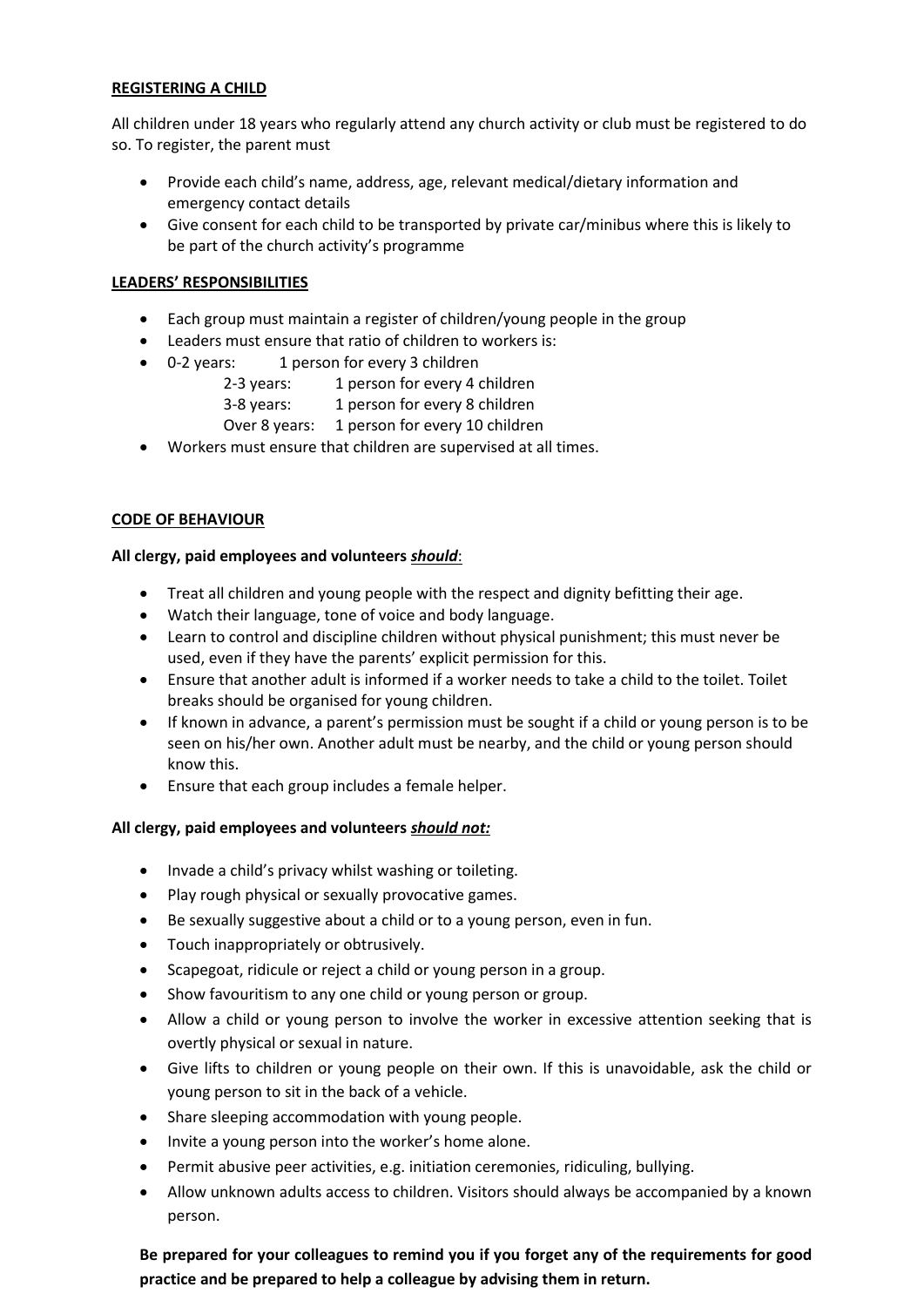## REGISTERING A CHILD

All children under 18 years who regularly attend any church activity or club must be registered to do so. To register, the parent must

- Provide each child's name, address, age, relevant medical/dietary information and emergency contact details
- Give consent for each child to be transported by private car/minibus where this is likely to be part of the church activity's programme

## LEADERS' RESPONSIBILITIES

- Each group must maintain a register of children/young people in the group
- Leaders must ensure that ratio of children to workers is:
- 0-2 years: 1 person for every 3 children
  2-3 years: 1 person for every 4 children
  3-8 years: 1 person for every 8 children
  Over 8 years: 1 person for every 10 children
- Workers must ensure that children are supervised at all times.

## CODE OF BEHAVIOUR

**All clergy, paid employees and volunteers *should*:**

- Treat all children and young people with the respect and dignity befitting their age.
- Watch their language, tone of voice and body language.
- Learn to control and discipline children without physical punishment; this must never be used, even if they have the parents' explicit permission for this.
- Ensure that another adult is informed if a worker needs to take a child to the toilet. Toilet breaks should be organised for young children.
- If known in advance, a parent's permission must be sought if a child or young person is to be seen on his/her own. Another adult must be nearby, and the child or young person should know this.
- Ensure that each group includes a female helper.

**All clergy, paid employees and volunteers *should not:***

- Invade a child's privacy whilst washing or toileting.
- Play rough physical or sexually provocative games.
- Be sexually suggestive about a child or to a young person, even in fun.
- Touch inappropriately or obtrusively.
- Scapegoat, ridicule or reject a child or young person in a group.
- Show favouritism to any one child or young person or group.
- Allow a child or young person to involve the worker in excessive attention seeking that is overtly physical or sexual in nature.
- Give lifts to children or young people on their own. If this is unavoidable, ask the child or young person to sit in the back of a vehicle.
- Share sleeping accommodation with young people.
- Invite a young person into the worker's home alone.
- Permit abusive peer activities, e.g. initiation ceremonies, ridiculing, bullying.
- Allow unknown adults access to children. Visitors should always be accompanied by a known person.

**Be prepared for your colleagues to remind you if you forget any of the requirements for good practice and be prepared to help a colleague by advising them in return.**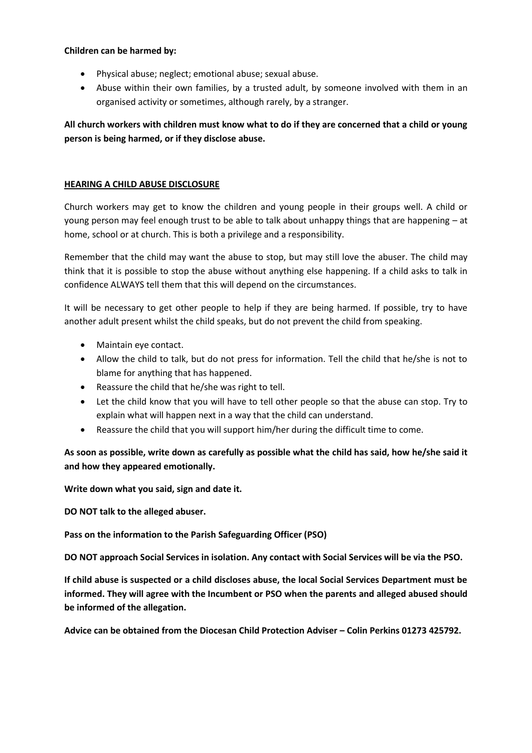**Children can be harmed by:**

- Physical abuse; neglect; emotional abuse; sexual abuse.
- Abuse within their own families, by a trusted adult, by someone involved with them in an organised activity or sometimes, although rarely, by a stranger.

**All church workers with children must know what to do if they are concerned that a child or young person is being harmed, or if they disclose abuse.**

## <u>HEARING A CHILD ABUSE DISCLOSURE</u>

Church workers may get to know the children and young people in their groups well. A child or young person may feel enough trust to be able to talk about unhappy things that are happening – at home, school or at church. This is both a privilege and a responsibility.

Remember that the child may want the abuse to stop, but may still love the abuser. The child may think that it is possible to stop the abuse without anything else happening. If a child asks to talk in confidence ALWAYS tell them that this will depend on the circumstances.

It will be necessary to get other people to help if they are being harmed. If possible, try to have another adult present whilst the child speaks, but do not prevent the child from speaking.

- Maintain eye contact.
- Allow the child to talk, but do not press for information. Tell the child that he/she is not to blame for anything that has happened.
- Reassure the child that he/she was right to tell.
- Let the child know that you will have to tell other people so that the abuse can stop. Try to explain what will happen next in a way that the child can understand.
- Reassure the child that you will support him/her during the difficult time to come.

**As soon as possible, write down as carefully as possible what the child has said, how he/she said it and how they appeared emotionally.**

**Write down what you said, sign and date it.**

**DO NOT talk to the alleged abuser.**

**Pass on the information to the Parish Safeguarding Officer (PSO)**

**DO NOT approach Social Services in isolation. Any contact with Social Services will be via the PSO.**

**If child abuse is suspected or a child discloses abuse, the local Social Services Department must be informed. They will agree with the Incumbent or PSO when the parents and alleged abused should be informed of the allegation.**

**Advice can be obtained from the Diocesan Child Protection Adviser – Colin Perkins 01273 425792.**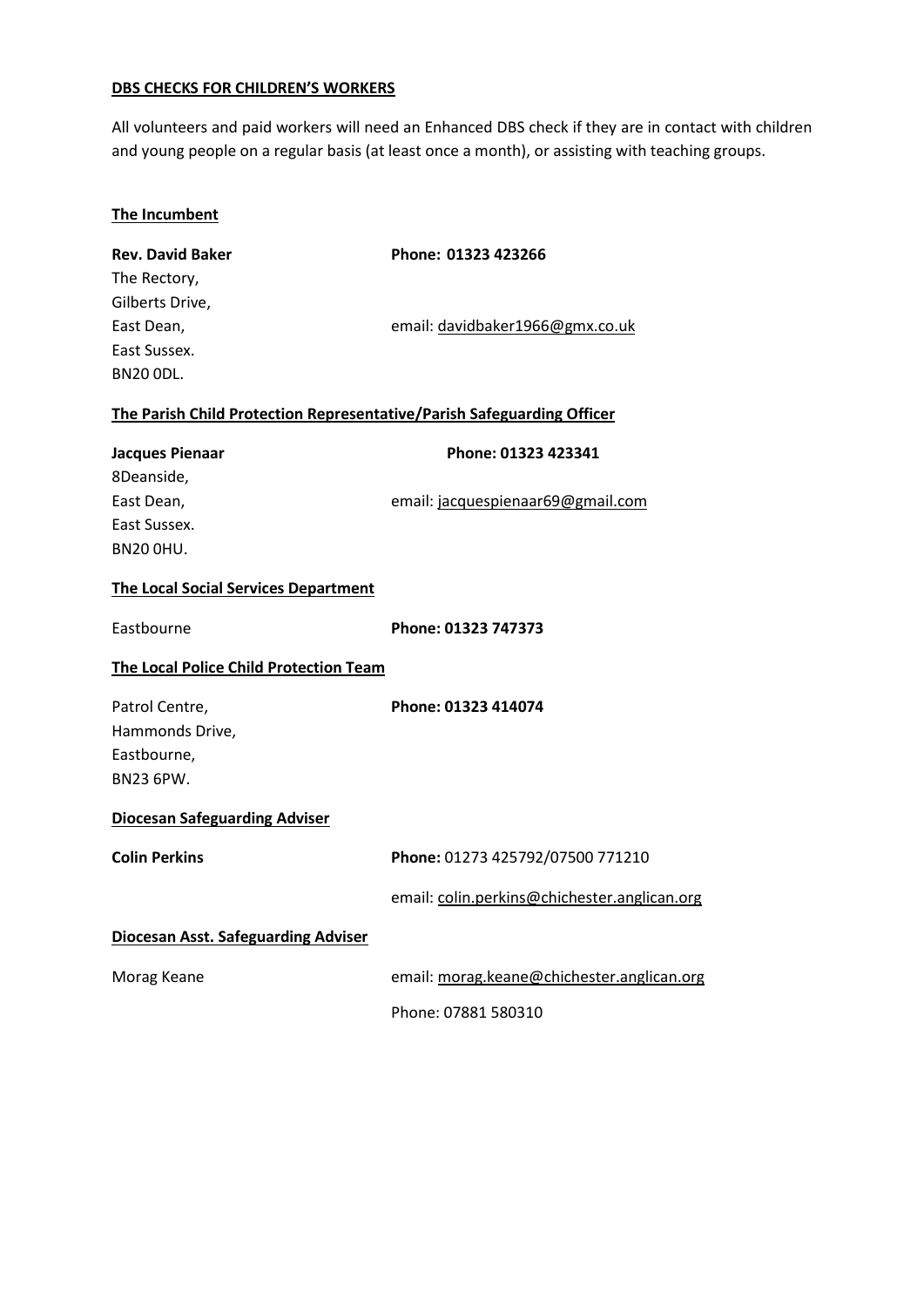**DBS CHECKS FOR CHILDREN'S WORKERS**

All volunteers and paid workers will need an Enhanced DBS check if they are in contact with children and young people on a regular basis (at least once a month), or assisting with teaching groups.

**The Incumbent**

**Rev. David Baker** — **Phone: 01323 423266**

The Rectory,
Gilberts Drive,
East Dean,
East Sussex.
BN20 0DL.

email: davidbaker1966@gmx.co.uk

**The Parish Child Protection Representative/Parish Safeguarding Officer**

**Jacques Pienaar** — **Phone: 01323 423341**

8Deanside,
East Dean,
East Sussex.
BN20 0HU.

email: jacquespienaar69@gmail.com

**The Local Social Services Department**

Eastbourne — **Phone: 01323 747373**

**The Local Police Child Protection Team**

Patrol Centre,
Hammonds Drive,
Eastbourne,
BN23 6PW.

**Phone: 01323 414074**

**Diocesan Safeguarding Adviser**

**Colin Perkins** — **Phone:** 01273 425792/07500 771210

email: colin.perkins@chichester.anglican.org

**Diocesan Asst. Safeguarding Adviser**

Morag Keane — email: morag.keane@chichester.anglican.org

Phone: 07881 580310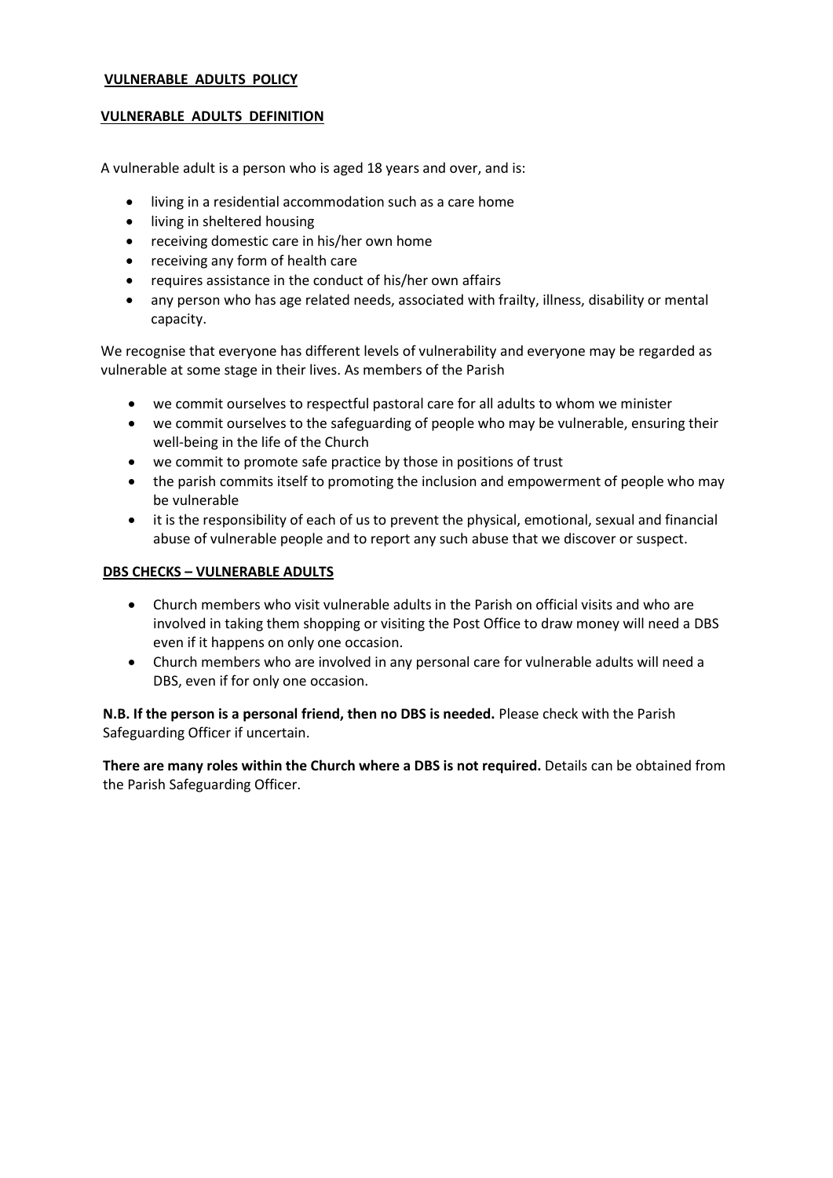## VULNERABLE ADULTS POLICY

### VULNERABLE ADULTS DEFINITION

A vulnerable adult is a person who is aged 18 years and over, and is:

- living in a residential accommodation such as a care home
- living in sheltered housing
- receiving domestic care in his/her own home
- receiving any form of health care
- requires assistance in the conduct of his/her own affairs
- any person who has age related needs, associated with frailty, illness, disability or mental capacity.

We recognise that everyone has different levels of vulnerability and everyone may be regarded as vulnerable at some stage in their lives. As members of the Parish

- we commit ourselves to respectful pastoral care for all adults to whom we minister
- we commit ourselves to the safeguarding of people who may be vulnerable, ensuring their well-being in the life of the Church
- we commit to promote safe practice by those in positions of trust
- the parish commits itself to promoting the inclusion and empowerment of people who may be vulnerable
- it is the responsibility of each of us to prevent the physical, emotional, sexual and financial abuse of vulnerable people and to report any such abuse that we discover or suspect.

### DBS CHECKS – VULNERABLE ADULTS

- Church members who visit vulnerable adults in the Parish on official visits and who are involved in taking them shopping or visiting the Post Office to draw money will need a DBS even if it happens on only one occasion.
- Church members who are involved in any personal care for vulnerable adults will need a DBS, even if for only one occasion.

**N.B. If the person is a personal friend, then no DBS is needed.** Please check with the Parish Safeguarding Officer if uncertain.

**There are many roles within the Church where a DBS is not required.** Details can be obtained from the Parish Safeguarding Officer.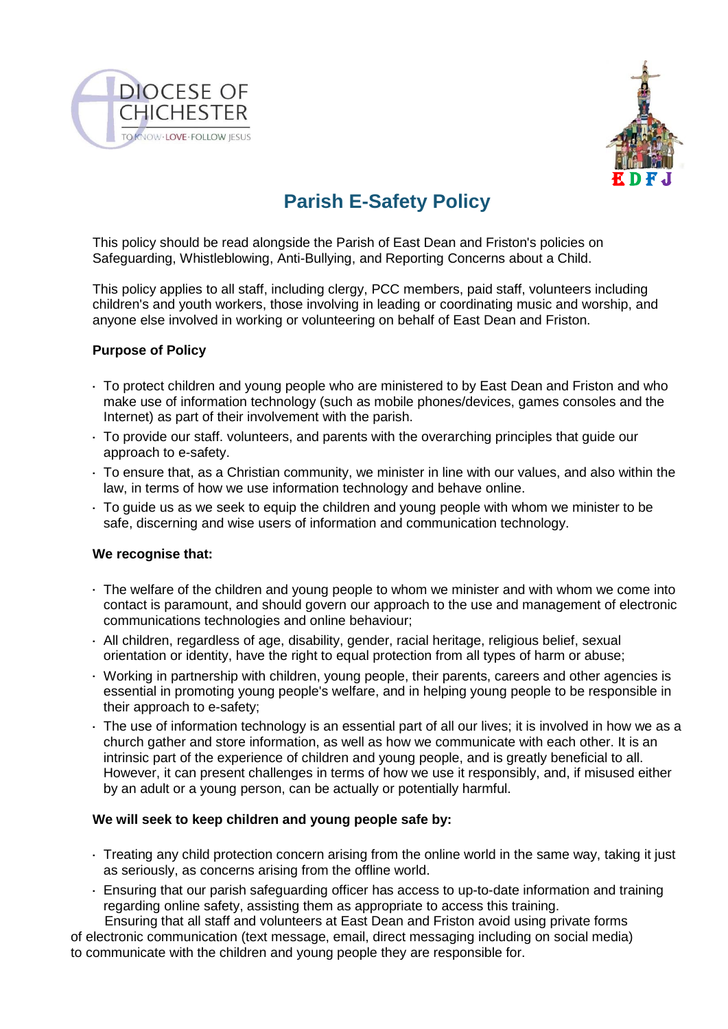# Parish E-Safety Policy

This policy should be read alongside the Parish of East Dean and Friston's policies on Safeguarding, Whistleblowing, Anti-Bullying, and Reporting Concerns about a Child.

This policy applies to all staff, including clergy, PCC members, paid staff, volunteers including children's and youth workers, those involving in leading or coordinating music and worship, and anyone else involved in working or volunteering on behalf of East Dean and Friston.

**Purpose of Policy**

- To protect children and young people who are ministered to by East Dean and Friston and who make use of information technology (such as mobile phones/devices, games consoles and the Internet) as part of their involvement with the parish.
- To provide our staff. volunteers, and parents with the overarching principles that guide our approach to e-safety.
- To ensure that, as a Christian community, we minister in line with our values, and also within the law, in terms of how we use information technology and behave online.
- To guide us as we seek to equip the children and young people with whom we minister to be safe, discerning and wise users of information and communication technology.

**We recognise that:**

- The welfare of the children and young people to whom we minister and with whom we come into contact is paramount, and should govern our approach to the use and management of electronic communications technologies and online behaviour;
- All children, regardless of age, disability, gender, racial heritage, religious belief, sexual orientation or identity, have the right to equal protection from all types of harm or abuse;
- Working in partnership with children, young people, their parents, careers and other agencies is essential in promoting young people's welfare, and in helping young people to be responsible in their approach to e-safety;
- The use of information technology is an essential part of all our lives; it is involved in how we as a church gather and store information, as well as how we communicate with each other. It is an intrinsic part of the experience of children and young people, and is greatly beneficial to all. However, it can present challenges in terms of how we use it responsibly, and, if misused either by an adult or a young person, can be actually or potentially harmful.

**We will seek to keep children and young people safe by:**

- Treating any child protection concern arising from the online world in the same way, taking it just as seriously, as concerns arising from the offline world.
- Ensuring that our parish safeguarding officer has access to up-to-date information and training regarding online safety, assisting them as appropriate to access this training.

Ensuring that all staff and volunteers at East Dean and Friston avoid using private forms of electronic communication (text message, email, direct messaging including on social media) to communicate with the children and young people they are responsible for.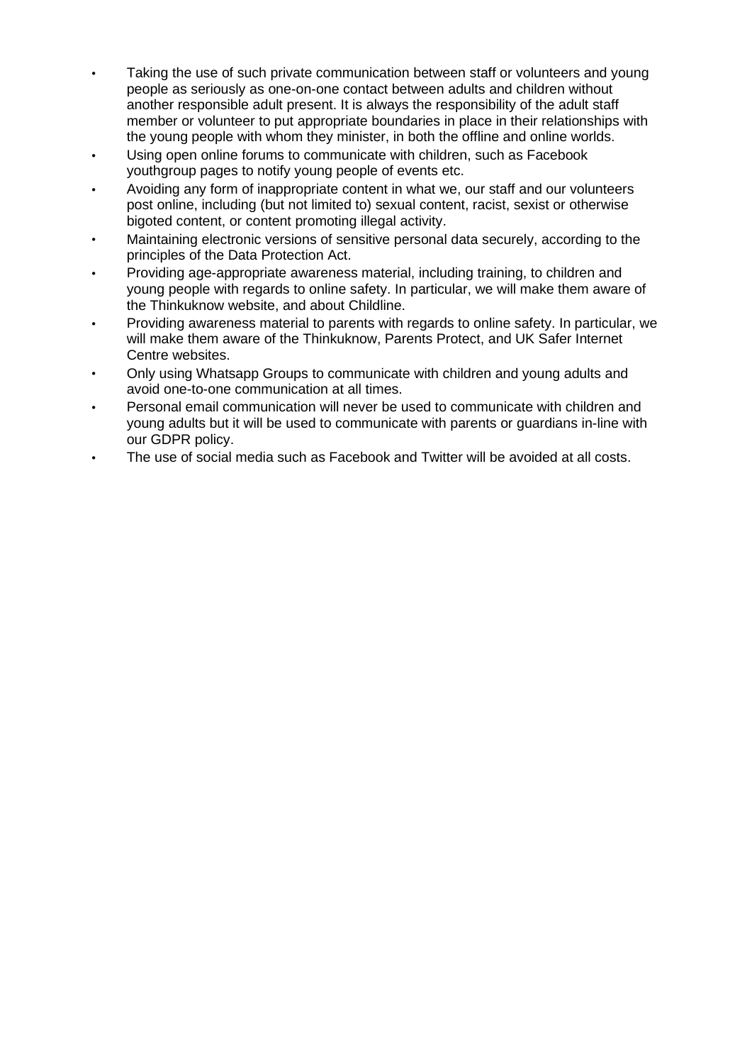- Taking the use of such private communication between staff or volunteers and young people as seriously as one-on-one contact between adults and children without another responsible adult present. It is always the responsibility of the adult staff member or volunteer to put appropriate boundaries in place in their relationships with the young people with whom they minister, in both the offline and online worlds.
- Using open online forums to communicate with children, such as Facebook youthgroup pages to notify young people of events etc.
- Avoiding any form of inappropriate content in what we, our staff and our volunteers post online, including (but not limited to) sexual content, racist, sexist or otherwise bigoted content, or content promoting illegal activity.
- Maintaining electronic versions of sensitive personal data securely, according to the principles of the Data Protection Act.
- Providing age-appropriate awareness material, including training, to children and young people with regards to online safety. In particular, we will make them aware of the Thinkuknow website, and about Childline.
- Providing awareness material to parents with regards to online safety. In particular, we will make them aware of the Thinkuknow, Parents Protect, and UK Safer Internet Centre websites.
- Only using Whatsapp Groups to communicate with children and young adults and avoid one-to-one communication at all times.
- Personal email communication will never be used to communicate with children and young adults but it will be used to communicate with parents or guardians in-line with our GDPR policy.
- The use of social media such as Facebook and Twitter will be avoided at all costs.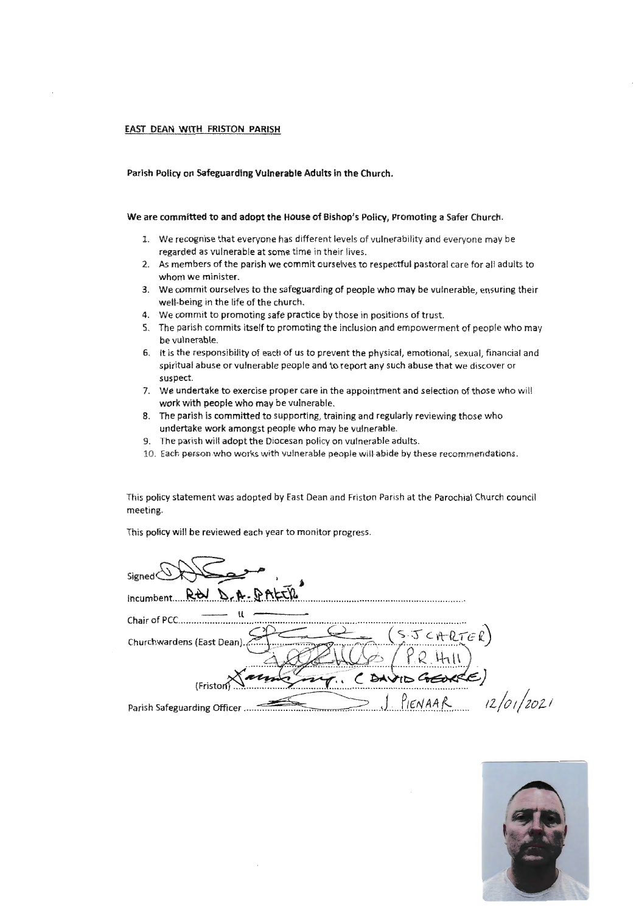**EAST DEAN WITH FRISTON PARISH**

**Parish Policy on Safeguarding Vulnerable Adults in the Church.**

**We are committed to and adopt the House of Bishop's Policy, Promoting a Safer Church.**

1. We recognise that everyone has different levels of vulnerability and everyone may be regarded as vulnerable at some time in their lives.
2. As members of the parish we commit ourselves to respectful pastoral care for all adults to whom we minister.
3. We commit ourselves to the safeguarding of people who may be vulnerable, ensuring their well-being in the life of the church.
4. We commit to promoting safe practice by those in positions of trust.
5. The parish commits itself to promoting the inclusion and empowerment of people who may be vulnerable.
6. It is the responsibility of each of us to prevent the physical, emotional, sexual, financial and spiritual abuse or vulnerable people and to report any such abuse that we discover or suspect.
7. We undertake to exercise proper care in the appointment and selection of those who will work with people who may be vulnerable.
8. The parish is committed to supporting, training and regularly reviewing those who undertake work amongst people who may be vulnerable.
9. The parish will adopt the Diocesan policy on vulnerable adults.
10. Each person who works with vulnerable people will abide by these recommendations.

This policy statement was adopted by East Dean and Friston Parish at the Parochial Church council meeting.

This policy will be reviewed each year to monitor progress.

Signed

Incumbent ....REV D.A. BAKER

Chair of PCC ....."

Churchwardens (East Dean) ....(S.J CARTER)

(P.R. Hill)

(Friston) ....( DAVID GEORGE)

Parish Safeguarding Officer ....J. PIENAAR 12/01/2021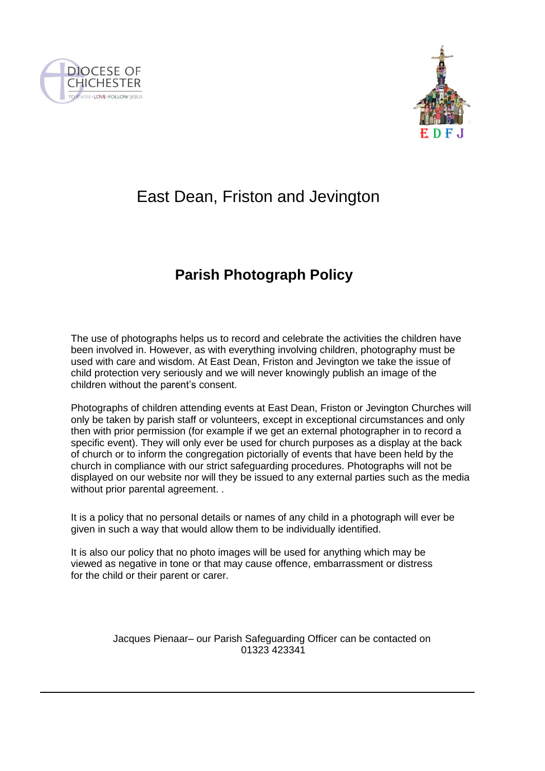# East Dean, Friston and Jevington

## Parish Photograph Policy

The use of photographs helps us to record and celebrate the activities the children have been involved in. However, as with everything involving children, photography must be used with care and wisdom. At East Dean, Friston and Jevington we take the issue of child protection very seriously and we will never knowingly publish an image of the children without the parent's consent.

Photographs of children attending events at East Dean, Friston or Jevington Churches will only be taken by parish staff or volunteers, except in exceptional circumstances and only then with prior permission (for example if we get an external photographer in to record a specific event). They will only ever be used for church purposes as a display at the back of church or to inform the congregation pictorially of events that have been held by the church in compliance with our strict safeguarding procedures. Photographs will not be displayed on our website nor will they be issued to any external parties such as the media without prior parental agreement. .

It is a policy that no personal details or names of any child in a photograph will ever be given in such a way that would allow them to be individually identified.

It is also our policy that no photo images will be used for anything which may be viewed as negative in tone or that may cause offence, embarrassment or distress for the child or their parent or carer.

Jacques Pienaar– our Parish Safeguarding Officer can be contacted on 01323 423341